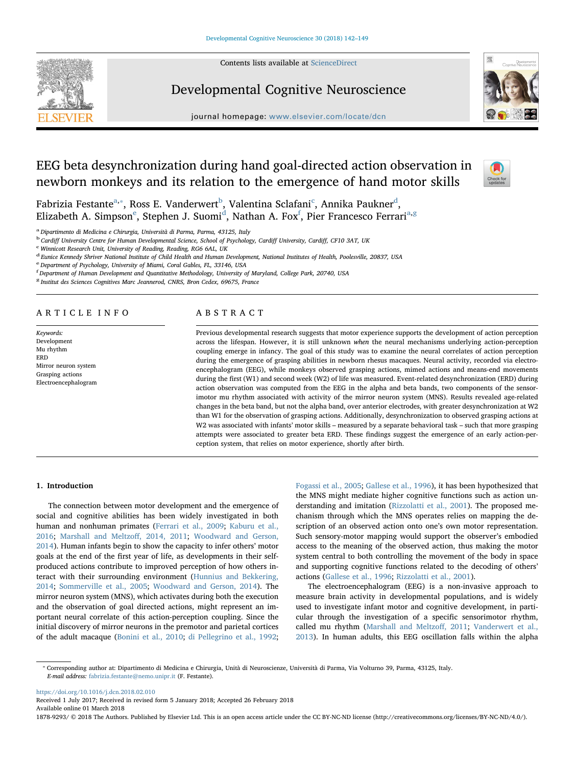Contents lists available at ScienceDirect

# Developmental Cognitive Neuroscience

journal homepage: www.elsevier.com/locate/dcn

# EEG beta desynchronization during hand goal-directed action observation in newborn monkeys and its relation to the emergence of hand motor skills

Fabrizia Festante[a,*], Ross E. Vanderwert[b], Valentina Sclafani[c], Annika Paukner[d], Elizabeth A. Simpson[e], Stephen J. Suomi[d], Nathan A. Fox[f], Pier Francesco Ferrari[a,g]

[a] Dipartimento di Medicina e Chirurgia, Università di Parma, Parma, 43125, Italy
[b] Cardiff University Centre for Human Developmental Science, School of Psychology, Cardiff University, Cardiff, CF10 3AT, UK
[c] Winnicott Research Unit, University of Reading, Reading, RG6 6AL, UK
[d] Eunice Kennedy Shriver National Institute of Child Health and Human Development, National Institutes of Health, Poolesville, 20837, USA
[e] Department of Psychology, University of Miami, Coral Gables, FL, 33146, USA
[f] Department of Human Development and Quantitative Methodology, University of Maryland, College Park, 20740, USA
[g] Institut des Sciences Cognitives Marc Jeannerod, CNRS, Bron Cedex, 69675, France

## ARTICLE INFO

*Keywords:*
Development
Mu rhythm
ERD
Mirror neuron system
Grasping actions
Electroencephalogram

## ABSTRACT

Previous developmental research suggests that motor experience supports the development of action perception across the lifespan. However, it is still unknown *when* the neural mechanisms underlying action-perception coupling emerge in infancy. The goal of this study was to examine the neural correlates of action perception during the emergence of grasping abilities in newborn rhesus macaques. Neural activity, recorded via electroencephalogram (EEG), while monkeys observed grasping actions, mimed actions and means-end movements during the first (W1) and second week (W2) of life was measured. Event-related desynchronization (ERD) during action observation was computed from the EEG in the alpha and beta bands, two components of the sensorimotor mu rhythm associated with activity of the mirror neuron system (MNS). Results revealed age-related changes in the beta band, but not the alpha band, over anterior electrodes, with greater desynchronization at W2 than W1 for the observation of grasping actions. Additionally, desynchronization to observed grasping actions at W2 was associated with infants' motor skills – measured by a separate behavioral task – such that more grasping attempts were associated to greater beta ERD. These findings suggest the emergence of an early action-perception system, that relies on motor experience, shortly after birth.

## 1. Introduction

The connection between motor development and the emergence of social and cognitive abilities has been widely investigated in both human and nonhuman primates (Ferrari et al., 2009; Kaburu et al., 2016; Marshall and Meltzoff, 2014, 2011; Woodward and Gerson, 2014). Human infants begin to show the capacity to infer others' motor goals at the end of the first year of life, as developments in their self-produced actions contribute to improved perception of how others interact with their surrounding environment (Hunnius and Bekkering, 2014; Sommerville et al., 2005; Woodward and Gerson, 2014). The mirror neuron system (MNS), which activates during both the execution and the observation of goal directed actions, might represent an important neural correlate of this action-perception coupling. Since the initial discovery of mirror neurons in the premotor and parietal cortices of the adult macaque (Bonini et al., 2010; di Pellegrino et al., 1992; Fogassi et al., 2005; Gallese et al., 1996), it has been hypothesized that the MNS might mediate higher cognitive functions such as action understanding and imitation (Rizzolatti et al., 2001). The proposed mechanism through which the MNS operates relies on mapping the description of an observed action onto one's own motor representation. Such sensory-motor mapping would support the observer's embodied access to the meaning of the observed action, thus making the motor system central to both controlling the movement of the body in space and supporting cognitive functions related to the decoding of others' actions (Gallese et al., 1996; Rizzolatti et al., 2001).

The electroencephalogram (EEG) is a non-invasive approach to measure brain activity in developmental populations, and is widely used to investigate infant motor and cognitive development, in particular through the investigation of a specific sensorimotor rhythm, called mu rhythm (Marshall and Meltzoff, 2011; Vanderwert et al., 2013). In human adults, this EEG oscillation falls within the alpha

---

* Corresponding author at: Dipartimento di Medicina e Chirurgia, Unità di Neuroscienze, Università di Parma, Via Volturno 39, Parma, 43125, Italy.
*E-mail address:* fabrizia.festante@nemo.unipr.it (F. Festante).

https://doi.org/10.1016/j.dcn.2018.02.010
Received 1 July 2017; Received in revised form 5 January 2018; Accepted 26 February 2018
Available online 01 March 2018
1878-9293/ © 2018 The Authors. Published by Elsevier Ltd. This is an open access article under the CC BY-NC-ND license (http://creativecommons.org/licenses/BY-NC-ND/4.0/).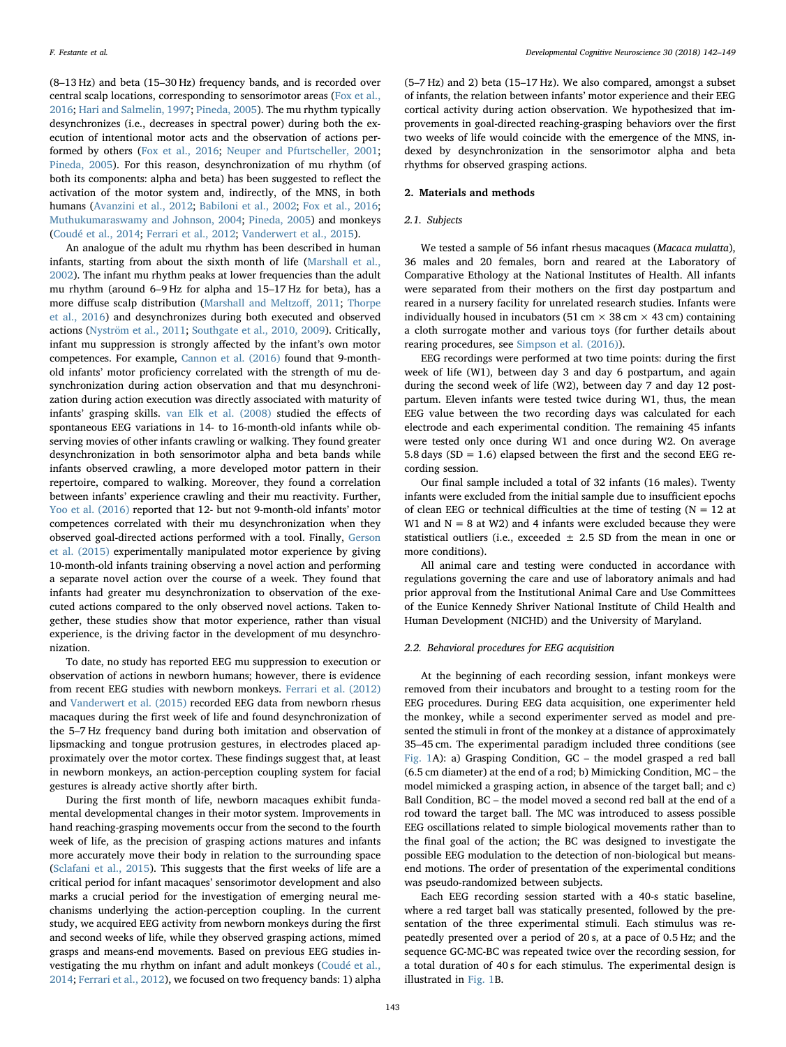(8–13 Hz) and beta (15–30 Hz) frequency bands, and is recorded over central scalp locations, corresponding to sensorimotor areas (Fox et al., 2016; Hari and Salmelin, 1997; Pineda, 2005). The mu rhythm typically desynchronizes (i.e., decreases in spectral power) during both the execution of intentional motor acts and the observation of actions performed by others (Fox et al., 2016; Neuper and Pfurtscheller, 2001; Pineda, 2005). For this reason, desynchronization of mu rhythm (of both its components: alpha and beta) has been suggested to reflect the activation of the motor system and, indirectly, of the MNS, in both humans (Avanzini et al., 2012; Babiloni et al., 2002; Fox et al., 2016; Muthukumaraswamy and Johnson, 2004; Pineda, 2005) and monkeys (Coudé et al., 2014; Ferrari et al., 2012; Vanderwert et al., 2015).

An analogue of the adult mu rhythm has been described in human infants, starting from about the sixth month of life (Marshall et al., 2002). The infant mu rhythm peaks at lower frequencies than the adult mu rhythm (around 6–9 Hz for alpha and 15–17 Hz for beta), has a more diffuse scalp distribution (Marshall and Meltzoff, 2011; Thorpe et al., 2016) and desynchronizes during both executed and observed actions (Nyström et al., 2011; Southgate et al., 2010, 2009). Critically, infant mu suppression is strongly affected by the infant's own motor competences. For example, Cannon et al. (2016) found that 9-month-old infants' motor proficiency correlated with the strength of mu desynchronization during action observation and that mu desynchronization during action execution was directly associated with maturity of infants' grasping skills. van Elk et al. (2008) studied the effects of spontaneous EEG variations in 14- to 16-month-old infants while observing movies of other infants crawling or walking. They found greater desynchronization in both sensorimotor alpha and beta bands while infants observed crawling, a more developed motor pattern in their repertoire, compared to walking. Moreover, they found a correlation between infants' experience crawling and their mu reactivity. Further, Yoo et al. (2016) reported that 12- but not 9-month-old infants' motor competences correlated with their mu desynchronization when they observed goal-directed actions performed with a tool. Finally, Gerson et al. (2015) experimentally manipulated motor experience by giving 10-month-old infants training observing a novel action and performing a separate novel action over the course of a week. They found that infants had greater mu desynchronization to observation of the executed actions compared to the only observed novel actions. Taken together, these studies show that motor experience, rather than visual experience, is the driving factor in the development of mu desynchronization.

To date, no study has reported EEG mu suppression to execution or observation of actions in newborn humans; however, there is evidence from recent EEG studies with newborn monkeys. Ferrari et al. (2012) and Vanderwert et al. (2015) recorded EEG data from newborn rhesus macaques during the first week of life and found desynchronization of the 5–7 Hz frequency band during both imitation and observation of lipsmacking and tongue protrusion gestures, in electrodes placed approximately over the motor cortex. These findings suggest that, at least in newborn monkeys, an action-perception coupling system for facial gestures is already active shortly after birth.

During the first month of life, newborn macaques exhibit fundamental developmental changes in their motor system. Improvements in hand reaching-grasping movements occur from the second to the fourth week of life, as the precision of grasping actions matures and infants more accurately move their body in relation to the surrounding space (Sclafani et al., 2015). This suggests that the first weeks of life are a critical period for infant macaques' sensorimotor development and also marks a crucial period for the investigation of emerging neural mechanisms underlying the action-perception coupling. In the current study, we acquired EEG activity from newborn monkeys during the first and second weeks of life, while they observed grasping actions, mimed grasps and means-end movements. Based on previous EEG studies investigating the mu rhythm on infant and adult monkeys (Coudé et al., 2014; Ferrari et al., 2012), we focused on two frequency bands: 1) alpha (5–7 Hz) and 2) beta (15–17 Hz). We also compared, amongst a subset of infants, the relation between infants' motor experience and their EEG cortical activity during action observation. We hypothesized that improvements in goal-directed reaching-grasping behaviors over the first two weeks of life would coincide with the emergence of the MNS, indexed by desynchronization in the sensorimotor alpha and beta rhythms for observed grasping actions.

## 2. Materials and methods

### 2.1. Subjects

We tested a sample of 56 infant rhesus macaques (*Macaca mulatta*), 36 males and 20 females, born and reared at the Laboratory of Comparative Ethology at the National Institutes of Health. All infants were separated from their mothers on the first day postpartum and reared in a nursery facility for unrelated research studies. Infants were individually housed in incubators (51 cm × 38 cm × 43 cm) containing a cloth surrogate mother and various toys (for further details about rearing procedures, see Simpson et al. (2016)).

EEG recordings were performed at two time points: during the first week of life (W1), between day 3 and day 6 postpartum, and again during the second week of life (W2), between day 7 and day 12 postpartum. Eleven infants were tested twice during W1, thus, the mean EEG value between the two recording days was calculated for each electrode and each experimental condition. The remaining 45 infants were tested only once during W1 and once during W2. On average 5.8 days (SD = 1.6) elapsed between the first and the second EEG recording session.

Our final sample included a total of 32 infants (16 males). Twenty infants were excluded from the initial sample due to insufficient epochs of clean EEG or technical difficulties at the time of testing (N = 12 at W1 and N = 8 at W2) and 4 infants were excluded because they were statistical outliers (i.e., exceeded ± 2.5 SD from the mean in one or more conditions).

All animal care and testing were conducted in accordance with regulations governing the care and use of laboratory animals and had prior approval from the Institutional Animal Care and Use Committees of the Eunice Kennedy Shriver National Institute of Child Health and Human Development (NICHD) and the University of Maryland.

### 2.2. Behavioral procedures for EEG acquisition

At the beginning of each recording session, infant monkeys were removed from their incubators and brought to a testing room for the EEG procedures. During EEG data acquisition, one experimenter held the monkey, while a second experimenter served as model and presented the stimuli in front of the monkey at a distance of approximately 35–45 cm. The experimental paradigm included three conditions (see Fig. 1A): a) Grasping Condition, GC – the model grasped a red ball (6.5 cm diameter) at the end of a rod; b) Mimicking Condition, MC – the model mimicked a grasping action, in absence of the target ball; and c) Ball Condition, BC – the model moved a second red ball at the end of a rod toward the target ball. The MC was introduced to assess possible EEG oscillations related to simple biological movements rather than to the final goal of the action; the BC was designed to investigate the possible EEG modulation to the detection of non-biological but means-end motions. The order of presentation of the experimental conditions was pseudo-randomized between subjects.

Each EEG recording session started with a 40-s static baseline, where a red target ball was statically presented, followed by the presentation of the three experimental stimuli. Each stimulus was repeatedly presented over a period of 20 s, at a pace of 0.5 Hz; and the sequence GC-MC-BC was repeated twice over the recording session, for a total duration of 40 s for each stimulus. The experimental design is illustrated in Fig. 1B.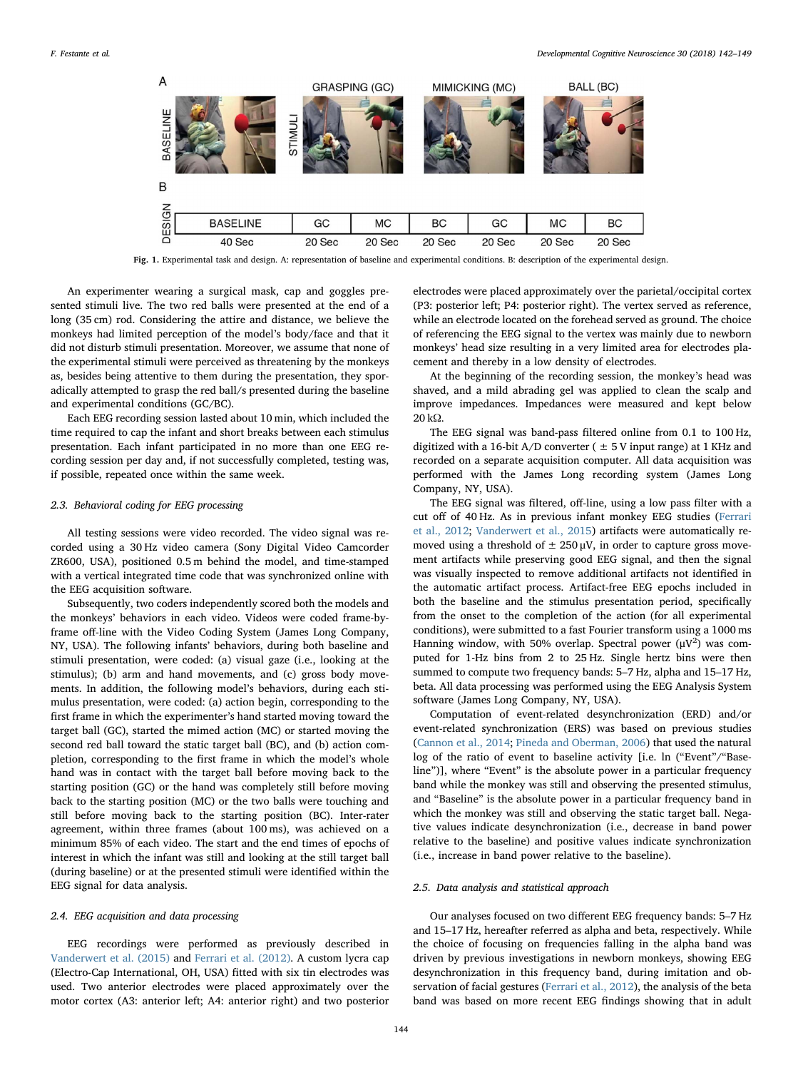Fig. 1. Experimental task and design. A: representation of baseline and experimental conditions. B: description of the experimental design.

An experimenter wearing a surgical mask, cap and goggles presented stimuli live. The two red balls were presented at the end of a long (35 cm) rod. Considering the attire and distance, we believe the monkeys had limited perception of the model's body/face and that it did not disturb stimuli presentation. Moreover, we assume that none of the experimental stimuli were perceived as threatening by the monkeys as, besides being attentive to them during the presentation, they sporadically attempted to grasp the red ball/s presented during the baseline and experimental conditions (GC/BC).

Each EEG recording session lasted about 10 min, which included the time required to cap the infant and short breaks between each stimulus presentation. Each infant participated in no more than one EEG recording session per day and, if not successfully completed, testing was, if possible, repeated once within the same week.

### 2.3. Behavioral coding for EEG processing

All testing sessions were video recorded. The video signal was recorded using a 30 Hz video camera (Sony Digital Video Camcorder ZR600, USA), positioned 0.5 m behind the model, and time-stamped with a vertical integrated time code that was synchronized online with the EEG acquisition software.

Subsequently, two coders independently scored both the models and the monkeys' behaviors in each video. Videos were coded frame-by-frame off-line with the Video Coding System (James Long Company, NY, USA). The following infants' behaviors, during both baseline and stimuli presentation, were coded: (a) visual gaze (i.e., looking at the stimulus); (b) arm and hand movements, and (c) gross body movements. In addition, the following model's behaviors, during each stimulus presentation, were coded: (a) action begin, corresponding to the first frame in which the experimenter's hand started moving toward the target ball (GC), started the mimed action (MC) or started moving the second red ball toward the static target ball (BC), and (b) action completion, corresponding to the first frame in which the model's whole hand was in contact with the target ball before moving back to the starting position (GC) or the hand was completely still before moving back to the starting position (MC) or the two balls were touching and still before moving back to the starting position (BC). Inter-rater agreement, within three frames (about 100 ms), was achieved on a minimum 85% of each video. The start and the end times of epochs of interest in which the infant was still and looking at the still target ball (during baseline) or at the presented stimuli were identified within the EEG signal for data analysis.

### 2.4. EEG acquisition and data processing

EEG recordings were performed as previously described in Vanderwert et al. (2015) and Ferrari et al. (2012). A custom lycra cap (Electro-Cap International, OH, USA) fitted with six tin electrodes was used. Two anterior electrodes were placed approximately over the motor cortex (A3: anterior left; A4: anterior right) and two posterior electrodes were placed approximately over the parietal/occipital cortex (P3: posterior left; P4: posterior right). The vertex served as reference, while an electrode located on the forehead served as ground. The choice of referencing the EEG signal to the vertex was mainly due to newborn monkeys' head size resulting in a very limited area for electrodes placement and thereby in a low density of electrodes.

At the beginning of the recording session, the monkey's head was shaved, and a mild abrading gel was applied to clean the scalp and improve impedances. Impedances were measured and kept below 20 kΩ.

The EEG signal was band-pass filtered online from 0.1 to 100 Hz, digitized with a 16-bit A/D converter ( ± 5 V input range) at 1 KHz and recorded on a separate acquisition computer. All data acquisition was performed with the James Long recording system (James Long Company, NY, USA).

The EEG signal was filtered, off-line, using a low pass filter with a cut off of 40 Hz. As in previous infant monkey EEG studies (Ferrari et al., 2012; Vanderwert et al., 2015) artifacts were automatically removed using a threshold of ± 250 μV, in order to capture gross movement artifacts while preserving good EEG signal, and then the signal was visually inspected to remove additional artifacts not identified in the automatic artifact process. Artifact-free EEG epochs included in both the baseline and the stimulus presentation period, specifically from the onset to the completion of the action (for all experimental conditions), were submitted to a fast Fourier transform using a 1000 ms Hanning window, with 50% overlap. Spectral power ($\mu V^2$) was computed for 1-Hz bins from 2 to 25 Hz. Single hertz bins were then summed to compute two frequency bands: 5–7 Hz, alpha and 15–17 Hz, beta. All data processing was performed using the EEG Analysis System software (James Long Company, NY, USA).

Computation of event-related desynchronization (ERD) and/or event-related synchronization (ERS) was based on previous studies (Cannon et al., 2014; Pineda and Oberman, 2006) that used the natural log of the ratio of event to baseline activity [i.e. ln ("Event"/"Baseline")], where "Event" is the absolute power in a particular frequency band while the monkey was still and observing the presented stimulus, and "Baseline" is the absolute power in a particular frequency band in which the monkey was still and observing the static target ball. Negative values indicate desynchronization (i.e., decrease in band power relative to the baseline) and positive values indicate synchronization (i.e., increase in band power relative to the baseline).

### 2.5. Data analysis and statistical approach

Our analyses focused on two different EEG frequency bands: 5–7 Hz and 15–17 Hz, hereafter referred as alpha and beta, respectively. While the choice of focusing on frequencies falling in the alpha band was driven by previous investigations in newborn monkeys, showing EEG desynchronization in this frequency band, during imitation and observation of facial gestures (Ferrari et al., 2012), the analysis of the beta band was based on more recent EEG findings showing that in adult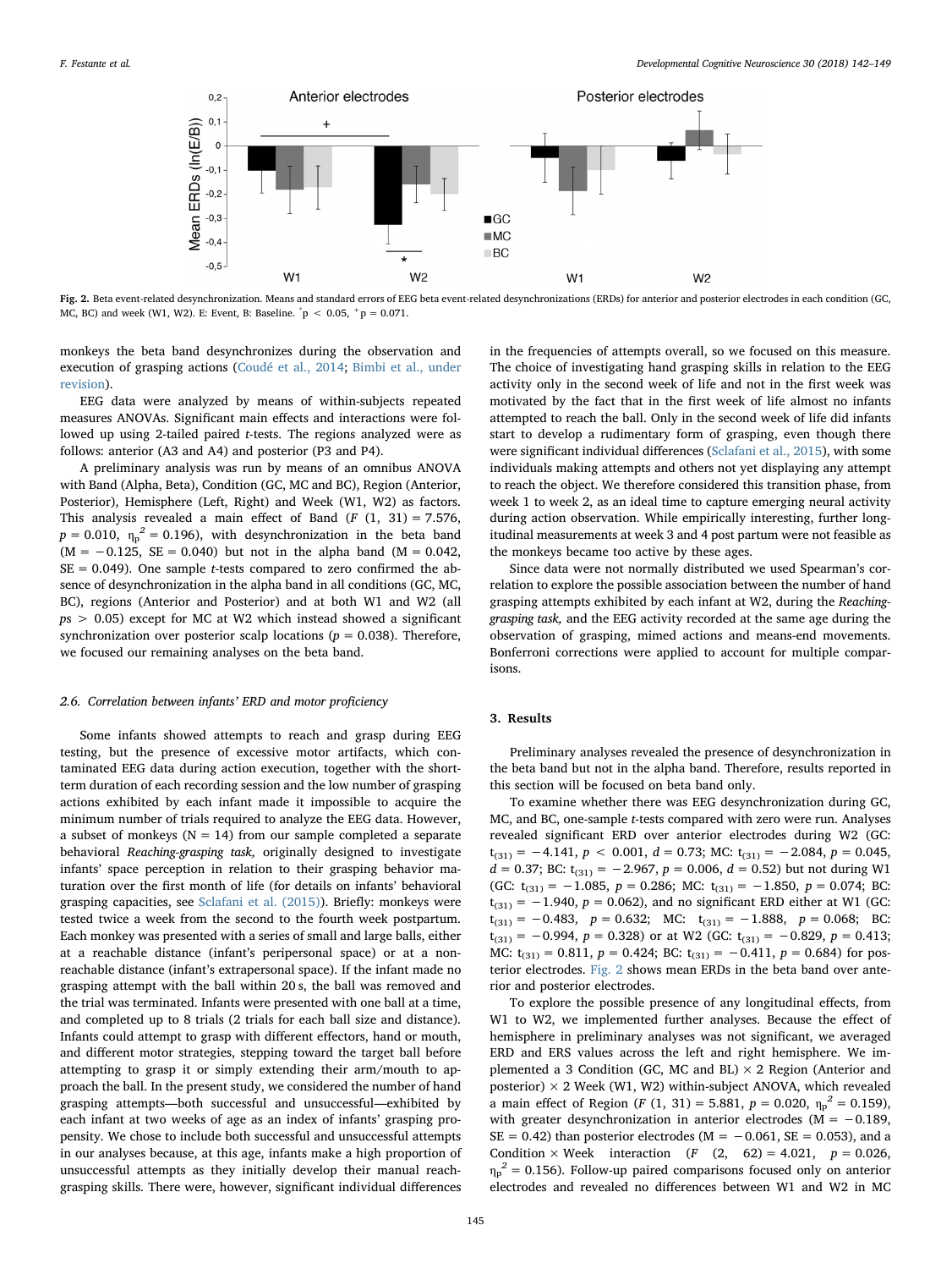Fig. 2. Beta event-related desynchronization. Means and standard errors of EEG beta event-related desynchronizations (ERDs) for anterior and posterior electrodes in each condition (GC, MC, BC) and week (W1, W2). E: Event, B: Baseline. $^{*}p < 0.05$, $^{+}p = 0.071$.

monkeys the beta band desynchronizes during the observation and execution of grasping actions (Coudé et al., 2014; Bimbi et al., under revision).

EEG data were analyzed by means of within-subjects repeated measures ANOVAs. Significant main effects and interactions were followed up using 2-tailed paired *t*-tests. The regions analyzed were as follows: anterior (A3 and A4) and posterior (P3 and P4).

A preliminary analysis was run by means of an omnibus ANOVA with Band (Alpha, Beta), Condition (GC, MC and BC), Region (Anterior, Posterior), Hemisphere (Left, Right) and Week (W1, W2) as factors. This analysis revealed a main effect of Band ($F$ (1, 31) = 7.576, $p = 0.010$, $\eta_p^2 = 0.196$), with desynchronization in the beta band (M = −0.125, SE = 0.040) but not in the alpha band (M = 0.042, SE = 0.049). One sample *t*-tests compared to zero confirmed the absence of desynchronization in the alpha band in all conditions (GC, MC, BC), regions (Anterior and Posterior) and at both W1 and W2 (all $ps > 0.05$) except for MC at W2 which instead showed a significant synchronization over posterior scalp locations ($p = 0.038$). Therefore, we focused our remaining analyses on the beta band.

### 2.6. Correlation between infants' ERD and motor proficiency

Some infants showed attempts to reach and grasp during EEG testing, but the presence of excessive motor artifacts, which contaminated EEG data during action execution, together with the short-term duration of each recording session and the low number of grasping actions exhibited by each infant made it impossible to acquire the minimum number of trials required to analyze the EEG data. However, a subset of monkeys (N = 14) from our sample completed a separate behavioral *Reaching-grasping task,* originally designed to investigate infants' space perception in relation to their grasping behavior maturation over the first month of life (for details on infants' behavioral grasping capacities, see Sclafani et al. (2015)). Briefly: monkeys were tested twice a week from the second to the fourth week postpartum. Each monkey was presented with a series of small and large balls, either at a reachable distance (infant's peripersonal space) or at a non-reachable distance (infant's extrapersonal space). If the infant made no grasping attempt with the ball within 20 s, the ball was removed and the trial was terminated. Infants were presented with one ball at a time, and completed up to 8 trials (2 trials for each ball size and distance). Infants could attempt to grasp with different effectors, hand or mouth, and different motor strategies, stepping toward the target ball before attempting to grasp it or simply extending their arm/mouth to approach the ball. In the present study, we considered the number of hand grasping attempts—both successful and unsuccessful—exhibited by each infant at two weeks of age as an index of infants' grasping propensity. We chose to include both successful and unsuccessful attempts in our analyses because, at this age, infants make a high proportion of unsuccessful attempts as they initially develop their manual reach-grasping skills. There were, however, significant individual differences in the frequencies of attempts overall, so we focused on this measure. The choice of investigating hand grasping skills in relation to the EEG activity only in the second week of life and not in the first week was motivated by the fact that in the first week of life almost no infants attempted to reach the ball. Only in the second week of life did infants start to develop a rudimentary form of grasping, even though there were significant individual differences (Sclafani et al., 2015), with some individuals making attempts and others not yet displaying any attempt to reach the object. We therefore considered this transition phase, from week 1 to week 2, as an ideal time to capture emerging neural activity during action observation. While empirically interesting, further longitudinal measurements at week 3 and 4 post partum were not feasible as the monkeys became too active by these ages.

Since data were not normally distributed we used Spearman's correlation to explore the possible association between the number of hand grasping attempts exhibited by each infant at W2, during the *Reaching-grasping task,* and the EEG activity recorded at the same age during the observation of grasping, mimed actions and means-end movements. Bonferroni corrections were applied to account for multiple comparisons.

## 3. Results

Preliminary analyses revealed the presence of desynchronization in the beta band but not in the alpha band. Therefore, results reported in this section will be focused on beta band only.

To examine whether there was EEG desynchronization during GC, MC, and BC, one-sample *t*-tests compared with zero were run. Analyses revealed significant ERD over anterior electrodes during W2 (GC: $t_{(31)} = -4.141$, $p < 0.001$, $d = 0.73$; MC: $t_{(31)} = -2.084$, $p = 0.045$, $d = 0.37$; BC: $t_{(31)} = -2.967$, $p = 0.006$, $d = 0.52$) but not during W1 (GC: $t_{(31)} = -1.085$, $p = 0.286$; MC: $t_{(31)} = -1.850$, $p = 0.074$; BC: $t_{(31)} = -1.940$, $p = 0.062$), and no significant ERD either at W1 (GC: $t_{(31)} = -0.483$, $p = 0.632$; MC: $t_{(31)} = -1.888$, $p = 0.068$; BC: $t_{(31)} = -0.994$, $p = 0.328$) or at W2 (GC: $t_{(31)} = -0.829$, $p = 0.413$; MC: $t_{(31)} = 0.811$, $p = 0.424$; BC: $t_{(31)} = -0.411$, $p = 0.684$) for posterior electrodes. Fig. 2 shows mean ERDs in the beta band over anterior and posterior electrodes.

To explore the possible presence of any longitudinal effects, from W1 to W2, we implemented further analyses. Because the effect of hemisphere in preliminary analyses was not significant, we averaged ERD and ERS values across the left and right hemisphere. We implemented a 3 Condition (GC, MC and BL) × 2 Region (Anterior and posterior) × 2 Week (W1, W2) within-subject ANOVA, which revealed a main effect of Region ($F$ (1, 31) = 5.881, $p = 0.020$, $\eta_p^2 = 0.159$), with greater desynchronization in anterior electrodes (M = −0.189, SE = 0.42) than posterior electrodes (M = −0.061, SE = 0.053), and a Condition × Week interaction ($F$ (2, 62) = 4.021, $p = 0.026$, $\eta_p^2 = 0.156$). Follow-up paired comparisons focused only on anterior electrodes and revealed no differences between W1 and W2 in MC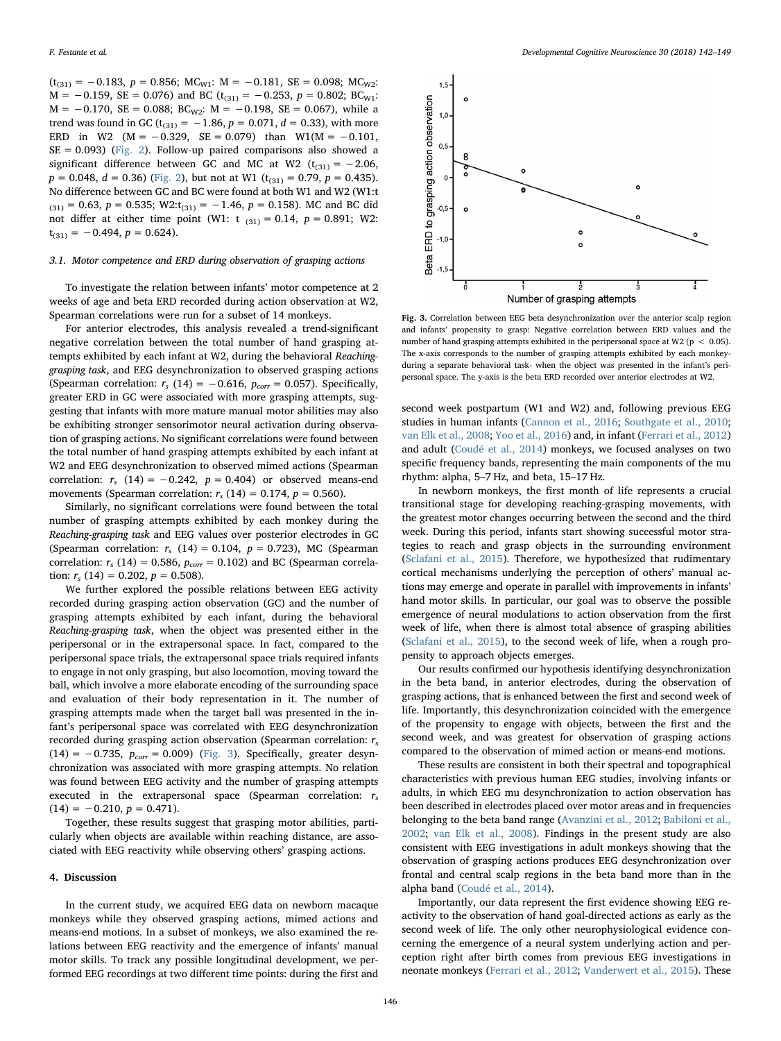($t_{(31)} = -0.183$, $p = 0.856$; $MC_{W1}$: M = −0.181, SE = 0.098; $MC_{W2}$: M = −0.159, SE = 0.076) and BC ($t_{(31)} = -0.253$, $p = 0.802$; $BC_{W1}$: M = −0.170, SE = 0.088; $BC_{W2}$: M = −0.198, SE = 0.067), while a trend was found in GC ($t_{(31)} = -1.86$, $p = 0.071$, $d = 0.33$), with more ERD in W2 (M = −0.329, SE = 0.079) than W1(M = −0.101, SE = 0.093) (Fig. 2). Follow-up paired comparisons also showed a significant difference between GC and MC at W2 ($t_{(31)} = -2.06$, $p = 0.048$, $d = 0.36$) (Fig. 2), but not at W1 ($t_{(31)} = 0.79$, $p = 0.435$). No difference between GC and BC were found at both W1 and W2 (W1:t $_{(31)} = 0.63$, $p = 0.535$; W2:$t_{(31)} = -1.46$, $p = 0.158$). MC and BC did not differ at either time point (W1: t $_{(31)} = 0.14$, $p = 0.891$; W2: $t_{(31)} = -0.494$, $p = 0.624$).

### 3.1. Motor competence and ERD during observation of grasping actions

To investigate the relation between infants' motor competence at 2 weeks of age and beta ERD recorded during action observation at W2, Spearman correlations were run for a subset of 14 monkeys.

For anterior electrodes, this analysis revealed a trend-significant negative correlation between the total number of hand grasping attempts exhibited by each infant at W2, during the behavioral *Reaching-grasping task*, and EEG desynchronization to observed grasping actions (Spearman correlation: $r_s$ (14) = −0.616, $p_{corr} = 0.057$). Specifically, greater ERD in GC were associated with more grasping attempts, suggesting that infants with more mature manual motor abilities may also be exhibiting stronger sensorimotor neural activation during observation of grasping actions. No significant correlations were found between the total number of hand grasping attempts exhibited by each infant at W2 and EEG desynchronization to observed mimed actions (Spearman correlation: $r_s$ (14) = −0.242, $p = 0.404$) or observed means-end movements (Spearman correlation: $r_s$ (14) = 0.174, $p = 0.560$).

Similarly, no significant correlations were found between the total number of grasping attempts exhibited by each monkey during the *Reaching-grasping task* and EEG values over posterior electrodes in GC (Spearman correlation: $r_s$ (14) = 0.104, $p = 0.723$), MC (Spearman correlation: $r_s$ (14) = 0.586, $p_{corr} = 0.102$) and BC (Spearman correlation: $r_s$ (14) = 0.202, $p = 0.508$).

We further explored the possible relations between EEG activity recorded during grasping action observation (GC) and the number of grasping attempts exhibited by each infant, during the behavioral *Reaching-grasping task*, when the object was presented either in the peripersonal or in the extrapersonal space. In fact, compared to the peripersonal space trials, the extrapersonal space trials required infants to engage in not only grasping, but also locomotion, moving toward the ball, which involve a more elaborate encoding of the surrounding space and evaluation of their body representation in it. The number of grasping attempts made when the target ball was presented in the infant's peripersonal space was correlated with EEG desynchronization recorded during grasping action observation (Spearman correlation: $r_s$ (14) = −0.735, $p_{corr} = 0.009$) (Fig. 3). Specifically, greater desynchronization was associated with more grasping attempts. No relation was found between EEG activity and the number of grasping attempts executed in the extrapersonal space (Spearman correlation: $r_s$ (14) = −0.210, $p = 0.471$).

Together, these results suggest that grasping motor abilities, particularly when objects are available within reaching distance, are associated with EEG reactivity while observing others' grasping actions.

## 4. Discussion

In the current study, we acquired EEG data on newborn macaque monkeys while they observed grasping actions, mimed actions and means-end motions. In a subset of monkeys, we also examined the relations between EEG reactivity and the emergence of infants' manual motor skills. To track any possible longitudinal development, we performed EEG recordings at two different time points: during the first and second week postpartum (W1 and W2) and, following previous EEG studies in human infants (Cannon et al., 2016; Southgate et al., 2010; van Elk et al., 2008; Yoo et al., 2016) and, in infant (Ferrari et al., 2012) and adult (Coudé et al., 2014) monkeys, we focused analyses on two specific frequency bands, representing the main components of the mu rhythm: alpha, 5–7 Hz, and beta, 15–17 Hz.

**Fig. 3.** Correlation between EEG beta desynchronization over the anterior scalp region and infants' propensity to grasp: Negative correlation between ERD values and the number of hand grasping attempts exhibited in the peripersonal space at W2 ($p < 0.05$). The x-axis corresponds to the number of grasping attempts exhibited by each monkey-during a separate behavioral task- when the object was presented in the infant's peripersonal space. The y-axis is the beta ERD recorded over anterior electrodes at W2.

In newborn monkeys, the first month of life represents a crucial transitional stage for developing reaching-grasping movements, with the greatest motor changes occurring between the second and the third week. During this period, infants start showing successful motor strategies to reach and grasp objects in the surrounding environment (Sclafani et al., 2015). Therefore, we hypothesized that rudimentary cortical mechanisms underlying the perception of others' manual actions may emerge and operate in parallel with improvements in infants' hand motor skills. In particular, our goal was to observe the possible emergence of neural modulations to action observation from the first week of life, when there is almost total absence of grasping abilities (Sclafani et al., 2015), to the second week of life, when a rough propensity to approach objects emerges.

Our results confirmed our hypothesis identifying desynchronization in the beta band, in anterior electrodes, during the observation of grasping actions, that is enhanced between the first and second week of life. Importantly, this desynchronization coincided with the emergence of the propensity to engage with objects, between the first and the second week, and was greatest for observation of grasping actions compared to the observation of mimed action or means-end motions.

These results are consistent in both their spectral and topographical characteristics with previous human EEG studies, involving infants or adults, in which EEG mu desynchronization to action observation has been described in electrodes placed over motor areas and in frequencies belonging to the beta band range (Avanzini et al., 2012; Babiloni et al., 2002; van Elk et al., 2008). Findings in the present study are also consistent with EEG investigations in adult monkeys showing that the observation of grasping actions produces EEG desynchronization over frontal and central scalp regions in the beta band more than in the alpha band (Coudé et al., 2014).

Importantly, our data represent the first evidence showing EEG reactivity to the observation of hand goal-directed actions as early as the second week of life. The only other neurophysiological evidence concerning the emergence of a neural system underlying action and perception right after birth comes from previous EEG investigations in neonate monkeys (Ferrari et al., 2012; Vanderwert et al., 2015). These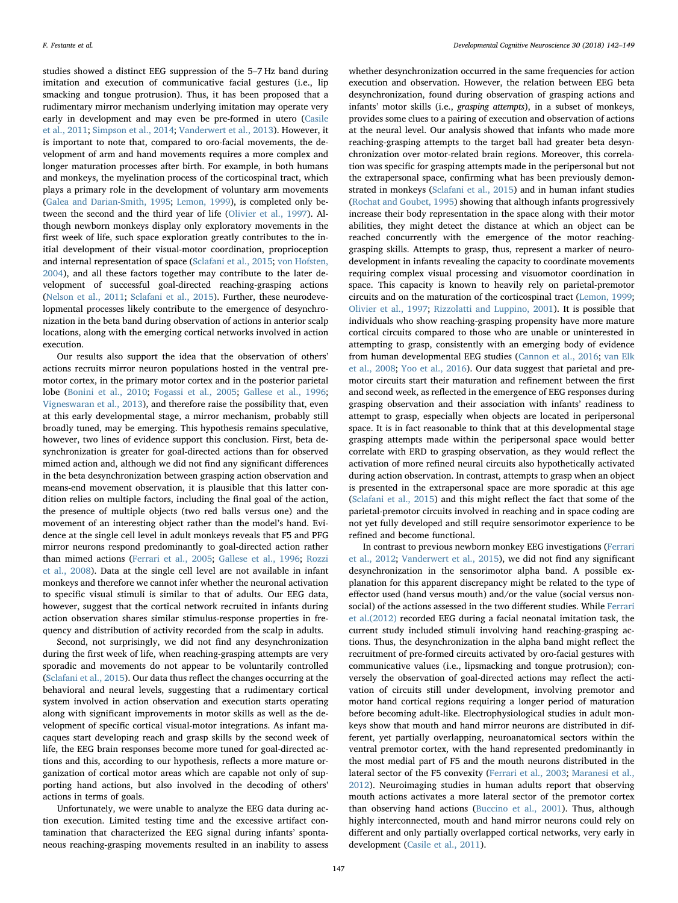studies showed a distinct EEG suppression of the 5–7 Hz band during imitation and execution of communicative facial gestures (i.e., lip smacking and tongue protrusion). Thus, it has been proposed that a rudimentary mirror mechanism underlying imitation may operate very early in development and may even be pre-formed in utero (Casile et al., 2011; Simpson et al., 2014; Vanderwert et al., 2013). However, it is important to note that, compared to oro-facial movements, the development of arm and hand movements requires a more complex and longer maturation processes after birth. For example, in both humans and monkeys, the myelination process of the corticospinal tract, which plays a primary role in the development of voluntary arm movements (Galea and Darian-Smith, 1995; Lemon, 1999), is completed only between the second and the third year of life (Olivier et al., 1997). Although newborn monkeys display only exploratory movements in the first week of life, such space exploration greatly contributes to the initial development of their visual-motor coordination, proprioception and internal representation of space (Sclafani et al., 2015; von Hofsten, 2004), and all these factors together may contribute to the later development of successful goal-directed reaching-grasping actions (Nelson et al., 2011; Sclafani et al., 2015). Further, these neurodevelopmental processes likely contribute to the emergence of desynchronization in the beta band during observation of actions in anterior scalp locations, along with the emerging cortical networks involved in action execution.

Our results also support the idea that the observation of others' actions recruits mirror neuron populations hosted in the ventral premotor cortex, in the primary motor cortex and in the posterior parietal lobe (Bonini et al., 2010; Fogassi et al., 2005; Gallese et al., 1996; Vigneswaran et al., 2013), and therefore raise the possibility that, even at this early developmental stage, a mirror mechanism, probably still broadly tuned, may be emerging. This hypothesis remains speculative, however, two lines of evidence support this conclusion. First, beta desynchronization is greater for goal-directed actions than for observed mimed action and, although we did not find any significant differences in the beta desynchronization between grasping action observation and means-end movement observation, it is plausible that this latter condition relies on multiple factors, including the final goal of the action, the presence of multiple objects (two red balls versus one) and the movement of an interesting object rather than the model's hand. Evidence at the single cell level in adult monkeys reveals that F5 and PFG mirror neurons respond predominantly to goal-directed action rather than mimed actions (Ferrari et al., 2005; Gallese et al., 1996; Rozzi et al., 2008). Data at the single cell level are not available in infant monkeys and therefore we cannot infer whether the neuronal activation to specific visual stimuli is similar to that of adults. Our EEG data, however, suggest that the cortical network recruited in infants during action observation shares similar stimulus-response properties in frequency and distribution of activity recorded from the scalp in adults.

Second, not surprisingly, we did not find any desynchronization during the first week of life, when reaching-grasping attempts are very sporadic and movements do not appear to be voluntarily controlled (Sclafani et al., 2015). Our data thus reflect the changes occurring at the behavioral and neural levels, suggesting that a rudimentary cortical system involved in action observation and execution starts operating along with significant improvements in motor skills as well as the development of specific cortical visual-motor integrations. As infant macaques start developing reach and grasp skills by the second week of life, the EEG brain responses become more tuned for goal-directed actions and this, according to our hypothesis, reflects a more mature organization of cortical motor areas which are capable not only of supporting hand actions, but also involved in the decoding of others' actions in terms of goals.

Unfortunately, we were unable to analyze the EEG data during action execution. Limited testing time and the excessive artifact contamination that characterized the EEG signal during infants' spontaneous reaching-grasping movements resulted in an inability to assess whether desynchronization occurred in the same frequencies for action execution and observation. However, the relation between EEG beta desynchronization, found during observation of grasping actions and infants' motor skills (i.e., *grasping attempts*), in a subset of monkeys, provides some clues to a pairing of execution and observation of actions at the neural level. Our analysis showed that infants who made more reaching-grasping attempts to the target ball had greater beta desynchronization over motor-related brain regions. Moreover, this correlation was specific for grasping attempts made in the peripersonal but not the extrapersonal space, confirming what has been previously demonstrated in monkeys (Sclafani et al., 2015) and in human infant studies (Rochat and Goubet, 1995) showing that although infants progressively increase their body representation in the space along with their motor abilities, they might detect the distance at which an object can be reached concurrently with the emergence of the motor reaching-grasping skills. Attempts to grasp, thus, represent a marker of neurodevelopment in infants revealing the capacity to coordinate movements requiring complex visual processing and visuomotor coordination in space. This capacity is known to heavily rely on parietal-premotor circuits and on the maturation of the corticospinal tract (Lemon, 1999; Olivier et al., 1997; Rizzolatti and Luppino, 2001). It is possible that individuals who show reaching-grasping propensity have more mature cortical circuits compared to those who are unable or uninterested in attempting to grasp, consistently with an emerging body of evidence from human developmental EEG studies (Cannon et al., 2016; van Elk et al., 2008; Yoo et al., 2016). Our data suggest that parietal and premotor circuits start their maturation and refinement between the first and second week, as reflected in the emergence of EEG responses during grasping observation and their association with infants' readiness to attempt to grasp, especially when objects are located in peripersonal space. It is in fact reasonable to think that at this developmental stage grasping attempts made within the peripersonal space would better correlate with ERD to grasping observation, as they would reflect the activation of more refined neural circuits also hypothetically activated during action observation. In contrast, attempts to grasp when an object is presented in the extrapersonal space are more sporadic at this age (Sclafani et al., 2015) and this might reflect the fact that some of the parietal-premotor circuits involved in reaching and in space coding are not yet fully developed and still require sensorimotor experience to be refined and become functional.

In contrast to previous newborn monkey EEG investigations (Ferrari et al., 2012; Vanderwert et al., 2015), we did not find any significant desynchronization in the sensorimotor alpha band. A possible explanation for this apparent discrepancy might be related to the type of effector used (hand versus mouth) and/or the value (social versus non-social) of the actions assessed in the two different studies. While Ferrari et al.(2012) recorded EEG during a facial neonatal imitation task, the current study included stimuli involving hand reaching-grasping actions. Thus, the desynchronization in the alpha band might reflect the recruitment of pre-formed circuits activated by oro-facial gestures with communicative values (i.e., lipsmacking and tongue protrusion); conversely the observation of goal-directed actions may reflect the activation of circuits still under development, involving premotor and motor hand cortical regions requiring a longer period of maturation before becoming adult-like. Electrophysiological studies in adult monkeys show that mouth and hand mirror neurons are distributed in different, yet partially overlapping, neuroanatomical sectors within the ventral premotor cortex, with the hand represented predominantly in the most medial part of F5 and the mouth neurons distributed in the lateral sector of the F5 convexity (Ferrari et al., 2003; Maranesi et al., 2012). Neuroimaging studies in human adults report that observing mouth actions activates a more lateral sector of the premotor cortex than observing hand actions (Buccino et al., 2001). Thus, although highly interconnected, mouth and hand mirror neurons could rely on different and only partially overlapped cortical networks, very early in development (Casile et al., 2011).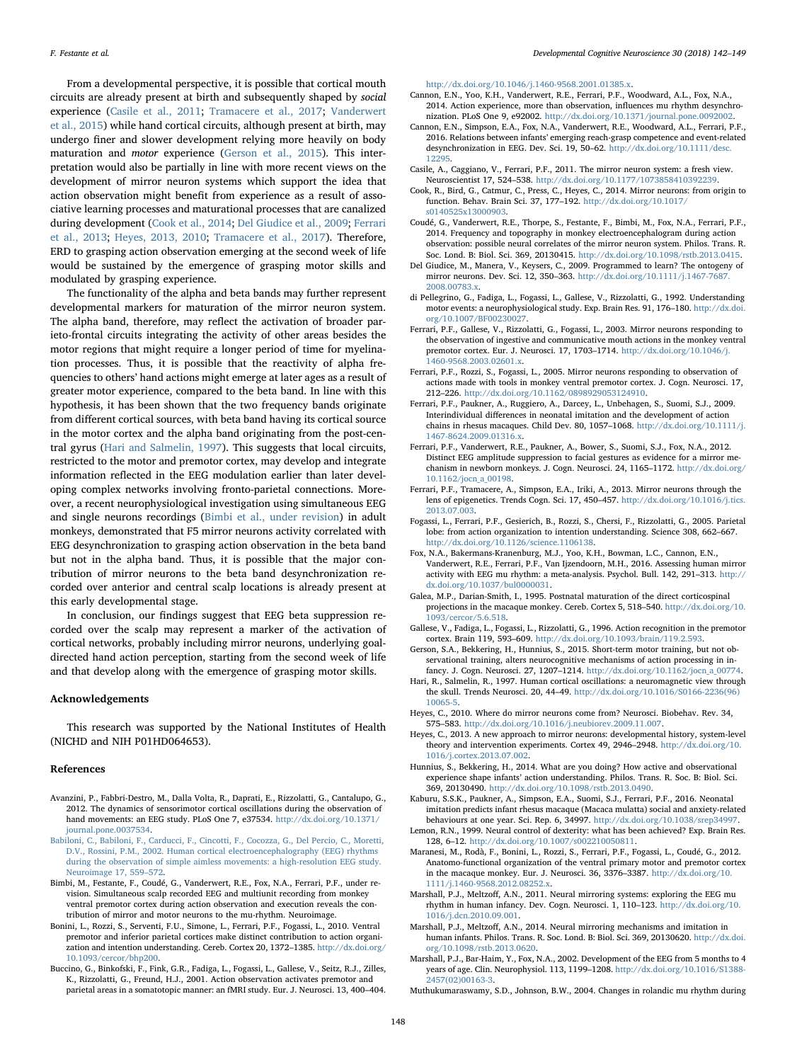From a developmental perspective, it is possible that cortical mouth circuits are already present at birth and subsequently shaped by *social* experience (Casile et al., 2011; Tramacere et al., 2017; Vanderwert et al., 2015) while hand cortical circuits, although present at birth, may undergo finer and slower development relying more heavily on body maturation and *motor* experience (Gerson et al., 2015). This interpretation would also be partially in line with more recent views on the development of mirror neuron systems which support the idea that action observation might benefit from experience as a result of associative learning processes and maturational processes that are canalized during development (Cook et al., 2014; Del Giudice et al., 2009; Ferrari et al., 2013; Heyes, 2013, 2010; Tramacere et al., 2017). Therefore, ERD to grasping action observation emerging at the second week of life would be sustained by the emergence of grasping motor skills and modulated by grasping experience.

The functionality of the alpha and beta bands may further represent developmental markers for maturation of the mirror neuron system. The alpha band, therefore, may reflect the activation of broader parieto-frontal circuits integrating the activity of other areas besides the motor regions that might require a longer period of time for myelination processes. Thus, it is possible that the reactivity of alpha frequencies to others' hand actions might emerge at later ages as a result of greater motor experience, compared to the beta band. In line with this hypothesis, it has been shown that the two frequency bands originate from different cortical sources, with beta band having its cortical source in the motor cortex and the alpha band originating from the post-central gyrus (Hari and Salmelin, 1997). This suggests that local circuits, restricted to the motor and premotor cortex, may develop and integrate information reflected in the EEG modulation earlier than later developing complex networks involving fronto-parietal connections. Moreover, a recent neurophysiological investigation using simultaneous EEG and single neurons recordings (Bimbi et al., under revision) in adult monkeys, demonstrated that F5 mirror neurons activity correlated with EEG desynchronization to grasping action observation in the beta band but not in the alpha band. Thus, it is possible that the major contribution of mirror neurons to the beta band desynchronization recorded over anterior and central scalp locations is already present at this early developmental stage.

In conclusion, our findings suggest that EEG beta suppression recorded over the scalp may represent a marker of the activation of cortical networks, probably including mirror neurons, underlying goal-directed hand action perception, starting from the second week of life and that develop along with the emergence of grasping motor skills.

## Acknowledgements

This research was supported by the National Institutes of Health (NICHD and NIH P01HD064653).

## References

Avanzini, P., Fabbri-Destro, M., Dalla Volta, R., Daprati, E., Rizzolatti, G., Cantalupo, G., 2012. The dynamics of sensorimotor cortical oscillations during the observation of hand movements: an EEG study. PLoS One 7, e37534. http://dx.doi.org/10.1371/journal.pone.0037534.

Babiloni, C., Babiloni, F., Carducci, F., Cincotti, F., Cocozza, G., Del Percio, C., Moretti, D.V., Rossini, P.M., 2002. Human cortical electroencephalography (EEG) rhythms during the observation of simple aimless movements: a high-resolution EEG study. Neuroimage 17, 559–572.

Bimbi, M., Festante, F., Coudé, G., Vanderwert, R.E., Fox, N.A., Ferrari, P.F., under revision. Simultaneous scalp recorded EEG and multiunit recording from monkey ventral premotor cortex during action observation and execution reveals the contribution of mirror and motor neurons to the mu-rhythm. Neuroimage.

Bonini, L., Rozzi, S., Serventi, F.U., Simone, L., Ferrari, P.F., Fogassi, L., 2010. Ventral premotor and inferior parietal cortices make distinct contribution to action organization and intention understanding. Cereb. Cortex 20, 1372–1385. http://dx.doi.org/10.1093/cercor/bhp200.

Buccino, G., Binkofski, F., Fink, G.R., Fadiga, L., Fogassi, L., Gallese, V., Seitz, R.J., Zilles, K., Rizzolatti, G., Freund, H.J., 2001. Action observation activates premotor and parietal areas in a somatotopic manner: an fMRI study. Eur. J. Neurosci. 13, 400–404. http://dx.doi.org/10.1046/j.1460-9568.2001.01385.x.

Cannon, E.N., Yoo, K.H., Vanderwert, R.E., Ferrari, P.F., Woodward, A.L., Fox, N.A., 2014. Action experience, more than observation, influences mu rhythm desynchronization. PLoS One 9, e92002. http://dx.doi.org/10.1371/journal.pone.0092002.

Cannon, E.N., Simpson, E.A., Fox, N.A., Vanderwert, R.E., Woodward, A.L., Ferrari, P.F., 2016. Relations between infants' emerging reach-grasp competence and event-related desynchronization in EEG. Dev. Sci. 19, 50–62. http://dx.doi.org/10.1111/desc.12295.

Casile, A., Caggiano, V., Ferrari, P.F., 2011. The mirror neuron system: a fresh view. Neuroscientist 17, 524–538. http://dx.doi.org/10.1177/1073858410392239.

Cook, R., Bird, G., Catmur, C., Press, C., Heyes, C., 2014. Mirror neurons: from origin to function. Behav. Brain Sci. 37, 177–192. http://dx.doi.org/10.1017/s0140525x13000903.

Coudé, G., Vanderwert, R.E., Thorpe, S., Festante, F., Bimbi, M., Fox, N.A., Ferrari, P.F., 2014. Frequency and topography in monkey electroencephalogram during action observation: possible neural correlates of the mirror neuron system. Philos. Trans. R. Soc. Lond. B: Biol. Sci. 369, 20130415. http://dx.doi.org/10.1098/rstb.2013.0415.

Del Giudice, M., Manera, V., Keysers, C., 2009. Programmed to learn? The ontogeny of mirror neurons. Dev. Sci. 12, 350–363. http://dx.doi.org/10.1111/j.1467-7687.2008.00783.x.

di Pellegrino, G., Fadiga, L., Fogassi, L., Gallese, V., Rizzolatti, G., 1992. Understanding motor events: a neurophysiological study. Exp. Brain Res. 91, 176–180. http://dx.doi.org/10.1007/BF00230027.

Ferrari, P.F., Gallese, V., Rizzolatti, G., Fogassi, L., 2003. Mirror neurons responding to the observation of ingestive and communicative mouth actions in the monkey ventral premotor cortex. Eur. J. Neurosci. 17, 1703–1714. http://dx.doi.org/10.1046/j.1460-9568.2003.02601.x.

Ferrari, P.F., Rozzi, S., Fogassi, L., 2005. Mirror neurons responding to observation of actions made with tools in monkey ventral premotor cortex. J. Cogn. Neurosci. 17, 212–226. http://dx.doi.org/10.1162/0898929053124910.

Ferrari, P.F., Paukner, A., Ruggiero, A., Darcey, L., Unbehagen, S., Suomi, S.J., 2009. Interindividual differences in neonatal imitation and the development of action chains in rhesus macaques. Child Dev. 80, 1057–1068. http://dx.doi.org/10.1111/j.1467-8624.2009.01316.x.

Ferrari, P.F., Vanderwert, R.E., Paukner, A., Bower, S., Suomi, S.J., Fox, N.A., 2012. Distinct EEG amplitude suppression to facial gestures as evidence for a mirror mechanism in newborn monkeys. J. Cogn. Neurosci. 24, 1165–1172. http://dx.doi.org/10.1162/jocn_a_00198.

Ferrari, P.F., Tramacere, A., Simpson, E.A., Iriki, A., 2013. Mirror neurons through the lens of epigenetics. Trends Cogn. Sci. 17, 450–457. http://dx.doi.org/10.1016/j.tics.2013.07.003.

Fogassi, L., Ferrari, P.F., Gesierich, B., Rozzi, S., Chersi, F., Rizzolatti, G., 2005. Parietal lobe: from action organization to intention understanding. Science 308, 662–667. http://dx.doi.org/10.1126/science.1106138.

Fox, N.A., Bakermans-Kranenburg, M.J., Yoo, K.H., Bowman, L.C., Cannon, E.N., Vanderwert, R.E., Ferrari, P.F., Van Ijzendoorn, M.H., 2016. Assessing human mirror activity with EEG mu rhythm: a meta-analysis. Psychol. Bull. 142, 291–313. http://dx.doi.org/10.1037/bul0000031.

Galea, M.P., Darian-Smith, I., 1995. Postnatal maturation of the direct corticospinal projections in the macaque monkey. Cereb. Cortex 5, 518–540. http://dx.doi.org/10.1093/cercor/5.6.518.

Gallese, V., Fadiga, L., Fogassi, L., Rizzolatti, G., 1996. Action recognition in the premotor cortex. Brain 119, 593–609. http://dx.doi.org/10.1093/brain/119.2.593.

Gerson, S.A., Bekkering, H., Hunnius, S., 2015. Short-term motor training, but not observational training, alters neurocognitive mechanisms of action processing in infancy. J. Cogn. Neurosci. 27, 1207–1214. http://dx.doi.org/10.1162/jocn_a_00774.

Hari, R., Salmelin, R., 1997. Human cortical oscillations: a neuromagnetic view through the skull. Trends Neurosci. 20, 44–49. http://dx.doi.org/10.1016/S0166-2236(96)10065-5.

Heyes, C., 2010. Where do mirror neurons come from? Neurosci. Biobehav. Rev. 34, 575–583. http://dx.doi.org/10.1016/j.neubiorev.2009.11.007.

Heyes, C., 2013. A new approach to mirror neurons: developmental history, system-level theory and intervention experiments. Cortex 49, 2946–2948. http://dx.doi.org/10.1016/j.cortex.2013.07.002.

Hunnius, S., Bekkering, H., 2014. What are you doing? How active and observational experience shape infants' action understanding. Philos. Trans. R. Soc. B: Biol. Sci. 369, 20130490. http://dx.doi.org/10.1098/rstb.2013.0490.

Kaburu, S.S.K., Paukner, A., Simpson, E.A., Suomi, S.J., Ferrari, P.F., 2016. Neonatal imitation predicts infant rhesus macaque (Macaca mulatta) social and anxiety-related behaviours at one year. Sci. Rep. 6, 34997. http://dx.doi.org/10.1038/srep34997.

Lemon, R.N., 1999. Neural control of dexterity: what has been achieved? Exp. Brain Res. 128, 6–12. http://dx.doi.org/10.1007/s002210050811.

Maranesi, M., Rodà, F., Bonini, L., Rozzi, S., Ferrari, P.F., Fogassi, L., Coudé, G., 2012. Anatomo-functional organization of the ventral primary motor and premotor cortex in the macaque monkey. Eur. J. Neurosci. 36, 3376–3387. http://dx.doi.org/10.1111/j.1460-9568.2012.08252.x.

Marshall, P.J., Meltzoff, A.N., 2011. Neural mirroring systems: exploring the EEG mu rhythm in human infancy. Dev. Cogn. Neurosci. 1, 110–123. http://dx.doi.org/10.1016/j.dcn.2010.09.001.

Marshall, P.J., Meltzoff, A.N., 2014. Neural mirroring mechanisms and imitation in human infants. Philos. Trans. R. Soc. Lond. B: Biol. Sci. 369, 20130620. http://dx.doi.org/10.1098/rstb.2013.0620.

Marshall, P.J., Bar-Haim, Y., Fox, N.A., 2002. Development of the EEG from 5 months to 4 years of age. Clin. Neurophysiol. 113, 1199–1208. http://dx.doi.org/10.1016/S1388-2457(02)00163-3.

Muthukumaraswamy, S.D., Johnson, B.W., 2004. Changes in rolandic mu rhythm during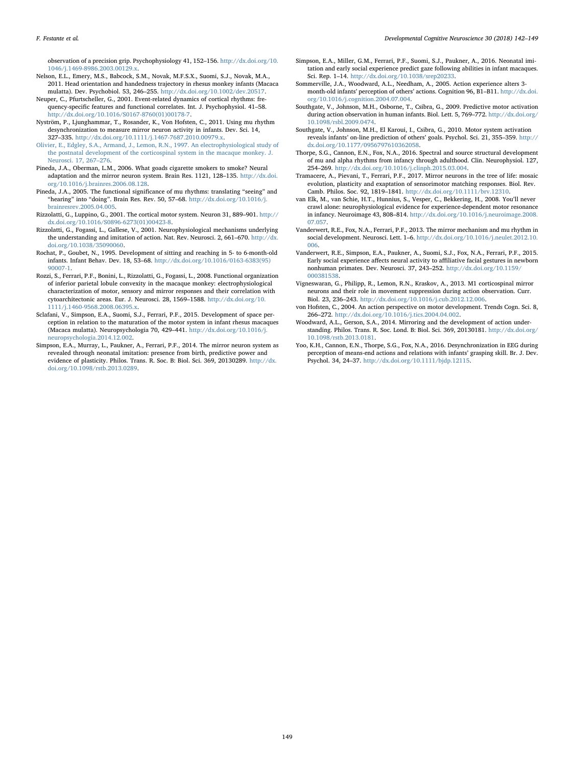observation of a precision grip. Psychophysiology 41, 152–156. http://dx.doi.org/10.1046/j.1469-8986.2003.00129.x.

Nelson, E.L., Emery, M.S., Babcock, S.M., Novak, M.F.S.X., Suomi, S.J., Novak, M.A., 2011. Head orientation and handedness trajectory in rhesus monkey infants (Macaca mulatta). Dev. Psychobiol. 53, 246–255. http://dx.doi.org/10.1002/dev.20517.

Neuper, C., Pfurtscheller, G., 2001. Event-related dynamics of cortical rhythms: frequency-specific features and functional correlates. Int. J. Psychophysiol. 41–58. http://dx.doi.org/10.1016/S0167-8760(01)00178-7.

Nyström, P., Ljunghammar, T., Rosander, K., Von Hofsten, C., 2011. Using mu rhythm desynchronization to measure mirror neuron activity in infants. Dev. Sci. 14, 327–335. http://dx.doi.org/10.1111/j.1467-7687.2010.00979.x.

Olivier, E., Edgley, S.A., Armand, J., Lemon, R.N., 1997. An electrophysiological study of the postnatal development of the corticospinal system in the macaque monkey. J. Neurosci. 17, 267–276.

Pineda, J.A., Oberman, L.M., 2006. What goads cigarette smokers to smoke? Neural adaptation and the mirror neuron system. Brain Res. 1121, 128–135. http://dx.doi.org/10.1016/j.brainres.2006.08.128.

Pineda, J.A., 2005. The functional significance of mu rhythms: translating "seeing" and "hearing" into "doing". Brain Res. Rev. 50, 57–68. http://dx.doi.org/10.1016/j.brainresrev.2005.04.005.

Rizzolatti, G., Luppino, G., 2001. The cortical motor system. Neuron 31, 889–901. http://dx.doi.org/10.1016/S0896-6273(01)00423-8.

Rizzolatti, G., Fogassi, L., Gallese, V., 2001. Neurophysiological mechanisms underlying the understanding and imitation of action. Nat. Rev. Neurosci. 2, 661–670. http://dx.doi.org/10.1038/35090060.

Rochat, P., Goubet, N., 1995. Development of sitting and reaching in 5- to 6-month-old infants. Infant Behav. Dev. 18, 53–68. http://dx.doi.org/10.1016/0163-6383(95)90007-1.

Rozzi, S., Ferrari, P.F., Bonini, L., Rizzolatti, G., Fogassi, L., 2008. Functional organization of inferior parietal lobule convexity in the macaque monkey: electrophysiological characterization of motor, sensory and mirror responses and their correlation with cytoarchitectonic areas. Eur. J. Neurosci. 28, 1569–1588. http://dx.doi.org/10.1111/j.1460-9568.2008.06395.x.

Sclafani, V., Simpson, E.A., Suomi, S.J., Ferrari, P.F., 2015. Development of space perception in relation to the maturation of the motor system in infant rhesus macaques (Macaca mulatta). Neuropsychologia 70, 429–441. http://dx.doi.org/10.1016/j.neuropsychologia.2014.12.002.

Simpson, E.A., Murray, L., Paukner, A., Ferrari, P.F., 2014. The mirror neuron system as revealed through neonatal imitation: presence from birth, predictive power and evidence of plasticity. Philos. Trans. R. Soc. B: Biol. Sci. 369, 20130289. http://dx.doi.org/10.1098/rstb.2013.0289.

Simpson, E.A., Miller, G.M., Ferrari, P.F., Suomi, S.J., Paukner, A., 2016. Neonatal imitation and early social experience predict gaze following abilities in infant macaques. Sci. Rep. 1–14. http://dx.doi.org/10.1038/srep20233.

Sommerville, J.A., Woodward, A.L., Needham, A., 2005. Action experience alters 3-month-old infants' perception of others' actions. Cognition 96, B1–B11. http://dx.doi.org/10.1016/j.cognition.2004.07.004.

Southgate, V., Johnson, M.H., Osborne, T., Csibra, G., 2009. Predictive motor activation during action observation in human infants. Biol. Lett. 5, 769–772. http://dx.doi.org/10.1098/rsbl.2009.0474.

Southgate, V., Johnson, M.H., El Karoui, I., Csibra, G., 2010. Motor system activation reveals infants' on-line prediction of others' goals. Psychol. Sci. 21, 355–359. http://dx.doi.org/10.1177/0956797610362058.

Thorpe, S.G., Cannon, E.N., Fox, N.A., 2016. Spectral and source structural development of mu and alpha rhythms from infancy through adulthood. Clin. Neurophysiol. 127, 254–269. http://dx.doi.org/10.1016/j.clinph.2015.03.004.

Tramacere, A., Pievani, T., Ferrari, P.F., 2017. Mirror neurons in the tree of life: mosaic evolution, plasticity and exaptation of sensorimotor matching responses. Biol. Rev. Camb. Philos. Soc. 92, 1819–1841. http://dx.doi.org/10.1111/brv.12310.

van Elk, M., van Schie, H.T., Hunnius, S., Vesper, C., Bekkering, H., 2008. You'll never crawl alone: neurophysiological evidence for experience-dependent motor resonance in infancy. Neuroimage 43, 808–814. http://dx.doi.org/10.1016/j.neuroimage.2008.07.057.

Vanderwert, R.E., Fox, N.A., Ferrari, P.F., 2013. The mirror mechanism and mu rhythm in social development. Neurosci. Lett. 1–6. http://dx.doi.org/10.1016/j.neulet.2012.10.006.

Vanderwert, R.E., Simpson, E.A., Paukner, A., Suomi, S.J., Fox, N.A., Ferrari, P.F., 2015. Early social experience affects neural activity to affiliative facial gestures in newborn nonhuman primates. Dev. Neurosci. 37, 243–252. http://dx.doi.org/10.1159/000381538.

Vigneswaran, G., Philipp, R., Lemon, R.N., Kraskov, A., 2013. M1 corticospinal mirror neurons and their role in movement suppression during action observation. Curr. Biol. 23, 236–243. http://dx.doi.org/10.1016/j.cub.2012.12.006.

von Hofsten, C., 2004. An action perspective on motor development. Trends Cogn. Sci. 8, 266–272. http://dx.doi.org/10.1016/j.tics.2004.04.002.

Woodward, A.L., Gerson, S.A., 2014. Mirroring and the development of action understanding. Philos. Trans. R. Soc. Lond. B: Biol. Sci. 369, 20130181. http://dx.doi.org/10.1098/rstb.2013.0181.

Yoo, K.H., Cannon, E.N., Thorpe, S.G., Fox, N.A., 2016. Desynchronization in EEG during perception of means-end actions and relations with infants' grasping skill. Br. J. Dev. Psychol. 34, 24–37. http://dx.doi.org/10.1111/bjdp.12115.